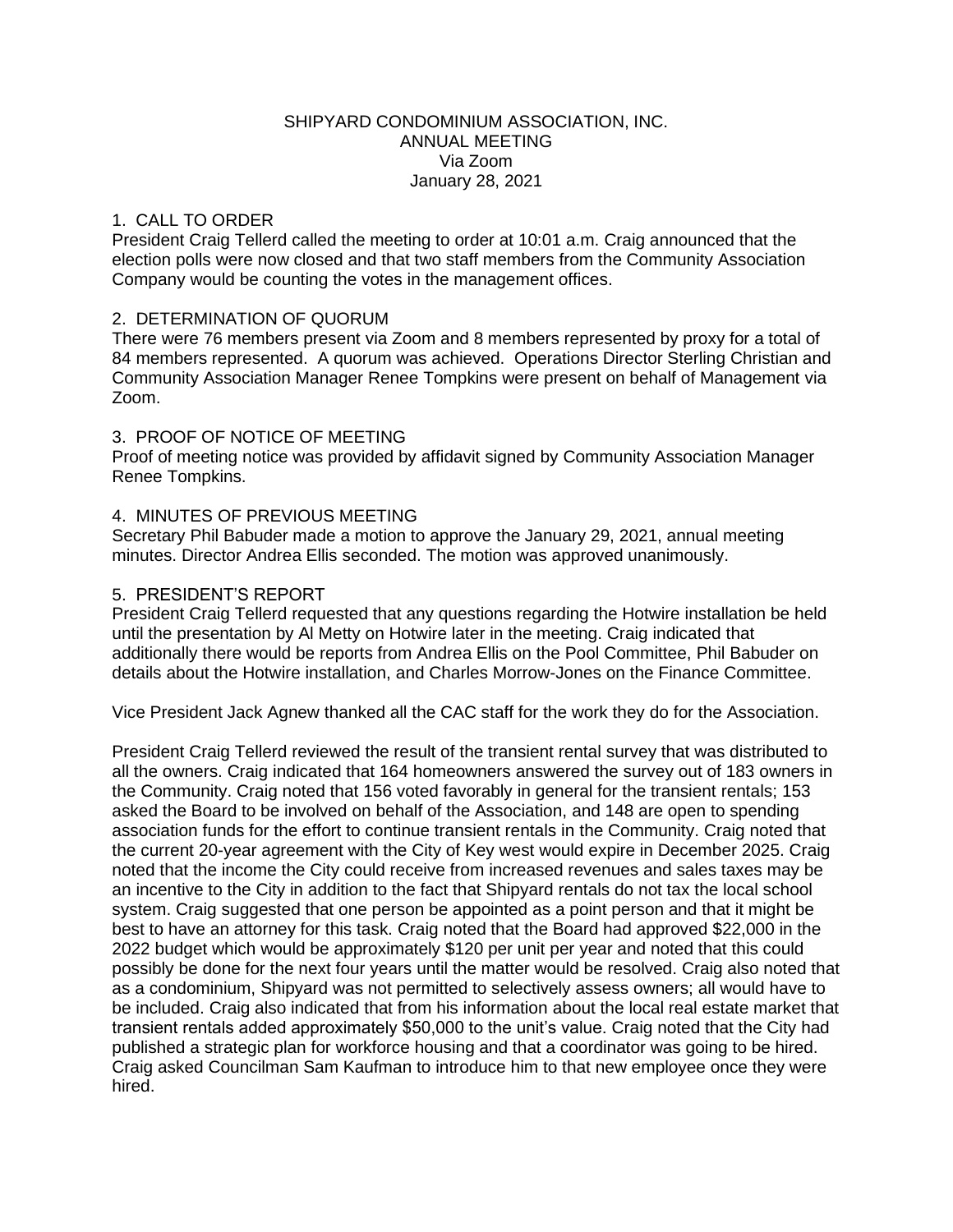SHIPYARD CONDOMINIUM ASSOCIATION, INC.
ANNUAL MEETING
Via Zoom
January 28, 2021

## 1. CALL TO ORDER

President Craig Tellerd called the meeting to order at 10:01 a.m. Craig announced that the election polls were now closed and that two staff members from the Community Association Company would be counting the votes in the management offices.

## 2. DETERMINATION OF QUORUM

There were 76 members present via Zoom and 8 members represented by proxy for a total of 84 members represented. A quorum was achieved. Operations Director Sterling Christian and Community Association Manager Renee Tompkins were present on behalf of Management via Zoom.

## 3. PROOF OF NOTICE OF MEETING

Proof of meeting notice was provided by affidavit signed by Community Association Manager Renee Tompkins.

## 4. MINUTES OF PREVIOUS MEETING

Secretary Phil Babuder made a motion to approve the January 29, 2021, annual meeting minutes. Director Andrea Ellis seconded. The motion was approved unanimously.

## 5. PRESIDENT'S REPORT

President Craig Tellerd requested that any questions regarding the Hotwire installation be held until the presentation by Al Metty on Hotwire later in the meeting. Craig indicated that additionally there would be reports from Andrea Ellis on the Pool Committee, Phil Babuder on details about the Hotwire installation, and Charles Morrow-Jones on the Finance Committee.

Vice President Jack Agnew thanked all the CAC staff for the work they do for the Association.

President Craig Tellerd reviewed the result of the transient rental survey that was distributed to all the owners. Craig indicated that 164 homeowners answered the survey out of 183 owners in the Community. Craig noted that 156 voted favorably in general for the transient rentals; 153 asked the Board to be involved on behalf of the Association, and 148 are open to spending association funds for the effort to continue transient rentals in the Community. Craig noted that the current 20-year agreement with the City of Key west would expire in December 2025. Craig noted that the income the City could receive from increased revenues and sales taxes may be an incentive to the City in addition to the fact that Shipyard rentals do not tax the local school system. Craig suggested that one person be appointed as a point person and that it might be best to have an attorney for this task. Craig noted that the Board had approved $22,000 in the 2022 budget which would be approximately $120 per unit per year and noted that this could possibly be done for the next four years until the matter would be resolved. Craig also noted that as a condominium, Shipyard was not permitted to selectively assess owners; all would have to be included. Craig also indicated that from his information about the local real estate market that transient rentals added approximately $50,000 to the unit's value. Craig noted that the City had published a strategic plan for workforce housing and that a coordinator was going to be hired. Craig asked Councilman Sam Kaufman to introduce him to that new employee once they were hired.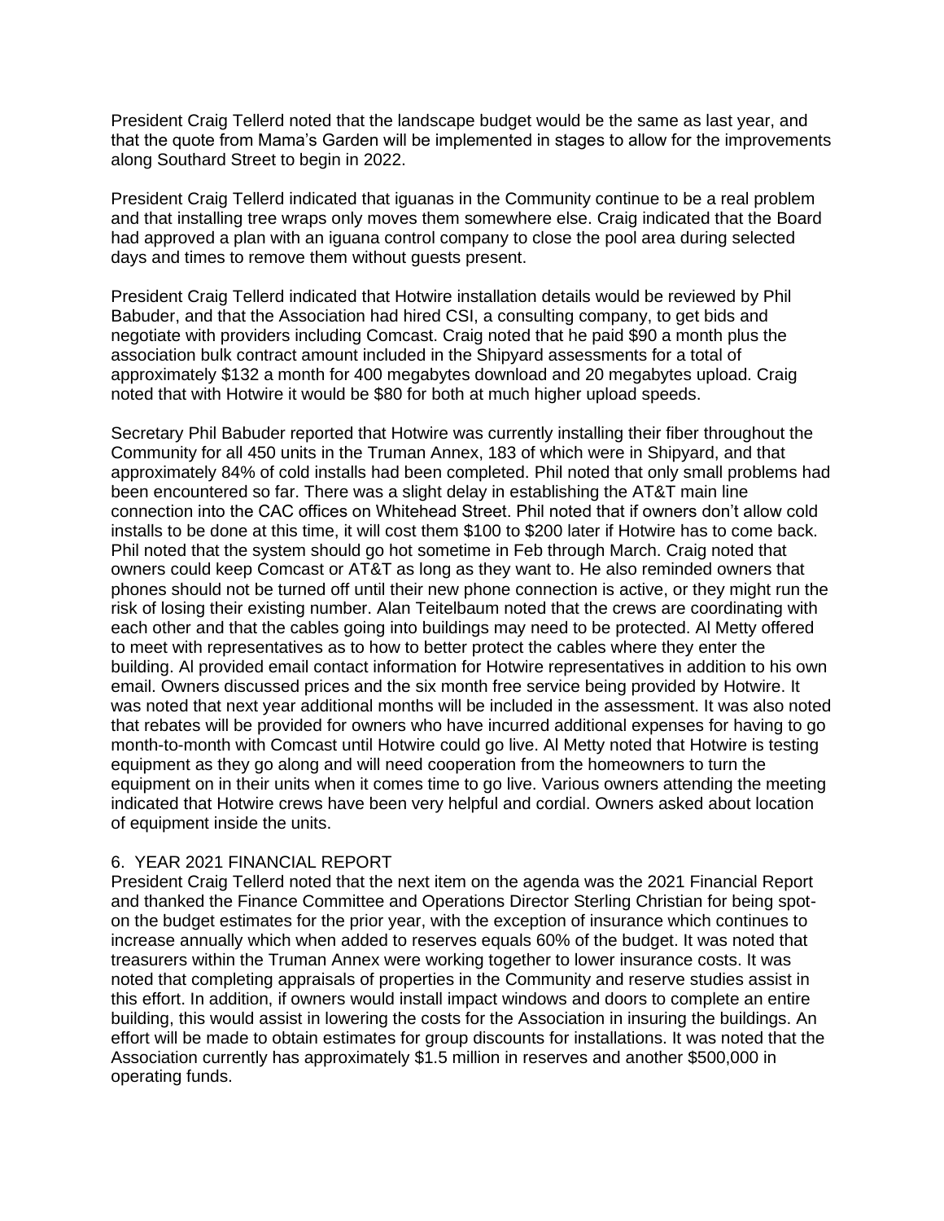President Craig Tellerd noted that the landscape budget would be the same as last year, and that the quote from Mama's Garden will be implemented in stages to allow for the improvements along Southard Street to begin in 2022.

President Craig Tellerd indicated that iguanas in the Community continue to be a real problem and that installing tree wraps only moves them somewhere else. Craig indicated that the Board had approved a plan with an iguana control company to close the pool area during selected days and times to remove them without guests present.

President Craig Tellerd indicated that Hotwire installation details would be reviewed by Phil Babuder, and that the Association had hired CSI, a consulting company, to get bids and negotiate with providers including Comcast. Craig noted that he paid $90 a month plus the association bulk contract amount included in the Shipyard assessments for a total of approximately $132 a month for 400 megabytes download and 20 megabytes upload. Craig noted that with Hotwire it would be $80 for both at much higher upload speeds.

Secretary Phil Babuder reported that Hotwire was currently installing their fiber throughout the Community for all 450 units in the Truman Annex, 183 of which were in Shipyard, and that approximately 84% of cold installs had been completed. Phil noted that only small problems had been encountered so far. There was a slight delay in establishing the AT&T main line connection into the CAC offices on Whitehead Street. Phil noted that if owners don't allow cold installs to be done at this time, it will cost them $100 to $200 later if Hotwire has to come back. Phil noted that the system should go hot sometime in Feb through March. Craig noted that owners could keep Comcast or AT&T as long as they want to. He also reminded owners that phones should not be turned off until their new phone connection is active, or they might run the risk of losing their existing number. Alan Teitelbaum noted that the crews are coordinating with each other and that the cables going into buildings may need to be protected. Al Metty offered to meet with representatives as to how to better protect the cables where they enter the building. Al provided email contact information for Hotwire representatives in addition to his own email. Owners discussed prices and the six month free service being provided by Hotwire. It was noted that next year additional months will be included in the assessment. It was also noted that rebates will be provided for owners who have incurred additional expenses for having to go month-to-month with Comcast until Hotwire could go live. Al Metty noted that Hotwire is testing equipment as they go along and will need cooperation from the homeowners to turn the equipment on in their units when it comes time to go live. Various owners attending the meeting indicated that Hotwire crews have been very helpful and cordial. Owners asked about location of equipment inside the units.

## 6. YEAR 2021 FINANCIAL REPORT

President Craig Tellerd noted that the next item on the agenda was the 2021 Financial Report and thanked the Finance Committee and Operations Director Sterling Christian for being spot-on the budget estimates for the prior year, with the exception of insurance which continues to increase annually which when added to reserves equals 60% of the budget. It was noted that treasurers within the Truman Annex were working together to lower insurance costs. It was noted that completing appraisals of properties in the Community and reserve studies assist in this effort. In addition, if owners would install impact windows and doors to complete an entire building, this would assist in lowering the costs for the Association in insuring the buildings. An effort will be made to obtain estimates for group discounts for installations. It was noted that the Association currently has approximately $1.5 million in reserves and another $500,000 in operating funds.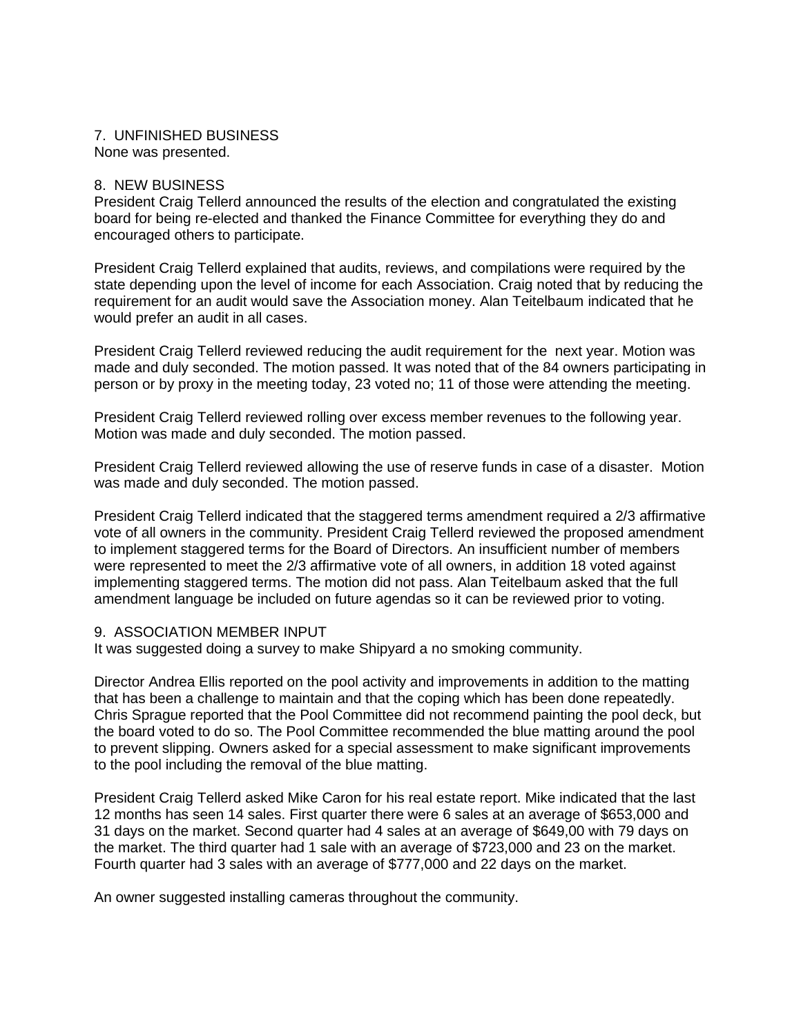## 7. UNFINISHED BUSINESS

None was presented.

## 8. NEW BUSINESS

President Craig Tellerd announced the results of the election and congratulated the existing board for being re-elected and thanked the Finance Committee for everything they do and encouraged others to participate.

President Craig Tellerd explained that audits, reviews, and compilations were required by the state depending upon the level of income for each Association. Craig noted that by reducing the requirement for an audit would save the Association money. Alan Teitelbaum indicated that he would prefer an audit in all cases.

President Craig Tellerd reviewed reducing the audit requirement for the next year. Motion was made and duly seconded. The motion passed. It was noted that of the 84 owners participating in person or by proxy in the meeting today, 23 voted no; 11 of those were attending the meeting.

President Craig Tellerd reviewed rolling over excess member revenues to the following year. Motion was made and duly seconded. The motion passed.

President Craig Tellerd reviewed allowing the use of reserve funds in case of a disaster. Motion was made and duly seconded. The motion passed.

President Craig Tellerd indicated that the staggered terms amendment required a 2/3 affirmative vote of all owners in the community. President Craig Tellerd reviewed the proposed amendment to implement staggered terms for the Board of Directors. An insufficient number of members were represented to meet the 2/3 affirmative vote of all owners, in addition 18 voted against implementing staggered terms. The motion did not pass. Alan Teitelbaum asked that the full amendment language be included on future agendas so it can be reviewed prior to voting.

## 9. ASSOCIATION MEMBER INPUT

It was suggested doing a survey to make Shipyard a no smoking community.

Director Andrea Ellis reported on the pool activity and improvements in addition to the matting that has been a challenge to maintain and that the coping which has been done repeatedly. Chris Sprague reported that the Pool Committee did not recommend painting the pool deck, but the board voted to do so. The Pool Committee recommended the blue matting around the pool to prevent slipping. Owners asked for a special assessment to make significant improvements to the pool including the removal of the blue matting.

President Craig Tellerd asked Mike Caron for his real estate report. Mike indicated that the last 12 months has seen 14 sales. First quarter there were 6 sales at an average of $653,000 and 31 days on the market. Second quarter had 4 sales at an average of $649,00 with 79 days on the market. The third quarter had 1 sale with an average of $723,000 and 23 on the market. Fourth quarter had 3 sales with an average of $777,000 and 22 days on the market.

An owner suggested installing cameras throughout the community.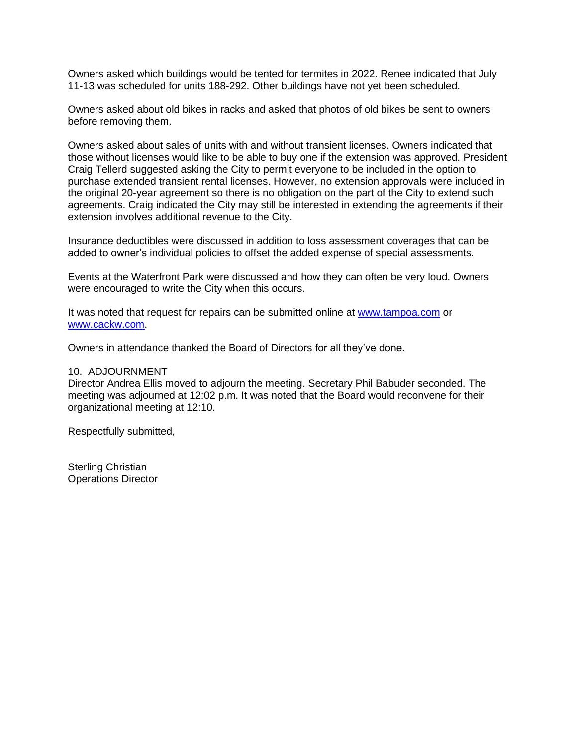Owners asked which buildings would be tented for termites in 2022. Renee indicated that July 11-13 was scheduled for units 188-292. Other buildings have not yet been scheduled.

Owners asked about old bikes in racks and asked that photos of old bikes be sent to owners before removing them.

Owners asked about sales of units with and without transient licenses. Owners indicated that those without licenses would like to be able to buy one if the extension was approved. President Craig Tellerd suggested asking the City to permit everyone to be included in the option to purchase extended transient rental licenses. However, no extension approvals were included in the original 20-year agreement so there is no obligation on the part of the City to extend such agreements. Craig indicated the City may still be interested in extending the agreements if their extension involves additional revenue to the City.

Insurance deductibles were discussed in addition to loss assessment coverages that can be added to owner's individual policies to offset the added expense of special assessments.

Events at the Waterfront Park were discussed and how they can often be very loud. Owners were encouraged to write the City when this occurs.

It was noted that request for repairs can be submitted online at [www.tampoa.com](http://www.tampoa.com) or [www.cackw.com](http://www.cackw.com).

Owners in attendance thanked the Board of Directors for all they've done.

10. ADJOURNMENT

Director Andrea Ellis moved to adjourn the meeting. Secretary Phil Babuder seconded. The meeting was adjourned at 12:02 p.m. It was noted that the Board would reconvene for their organizational meeting at 12:10.

Respectfully submitted,

Sterling Christian
Operations Director